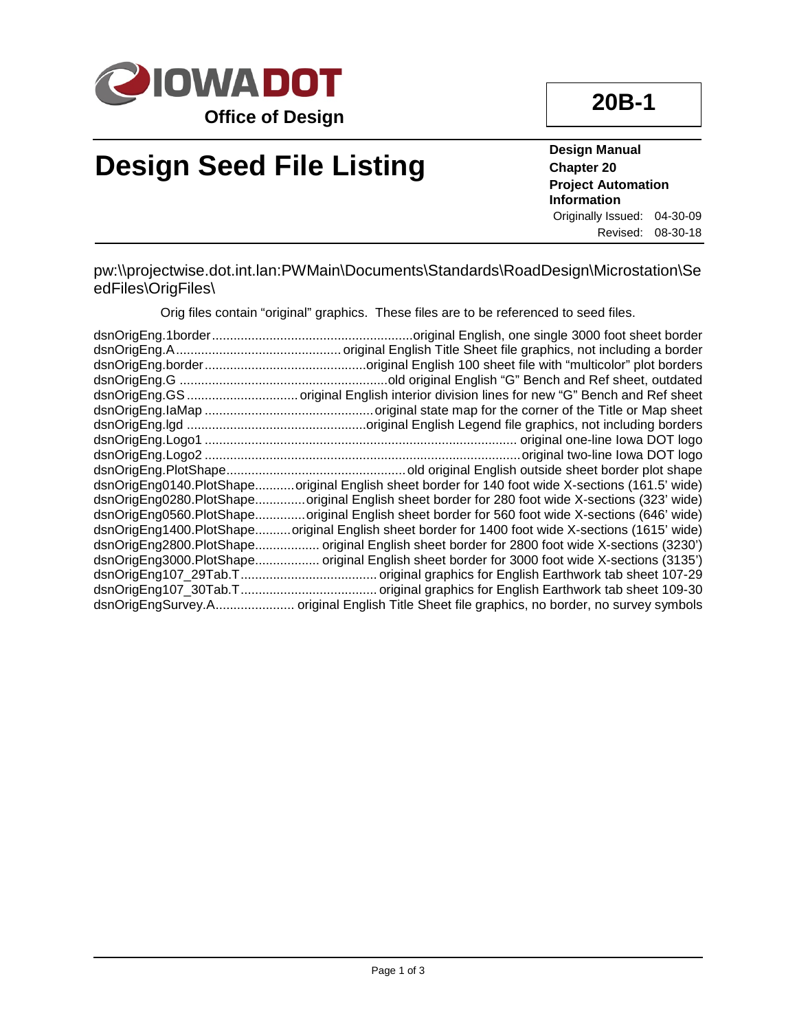**IOWA DOT**

**Office of Design**

# Design Seed File Listing

**20B-1**

**Design Manual**
**Chapter 20**
**Project Automation Information**

Originally Issued: 04-30-09
Revised: 08-30-18

pw:\\projectwise.dot.int.lan:PWMain\Documents\Standards\RoadDesign\Microstation\SeedFiles\OrigFiles\

Orig files contain "original" graphics. These files are to be referenced to seed files.

dsnOrigEng.1border........................................................original English, one single 3000 foot sheet border
dsnOrigEng.A.............................................. original English Title Sheet file graphics, not including a border
dsnOrigEng.border.............................................original English 100 sheet file with "multicolor" plot borders
dsnOrigEng.G ..........................................................old original English "G" Bench and Ref sheet, outdated
dsnOrigEng.GS............................... original English interior division lines for new "G" Bench and Ref sheet
dsnOrigEng.IaMap ...............................................original state map for the corner of the Title or Map sheet
dsnOrigEng.lgd ..................................................original English Legend file graphics, not including borders
dsnOrigEng.Logo1 ....................................................................................... original one-line Iowa DOT logo
dsnOrigEng.Logo2 ........................................................................................original two-line Iowa DOT logo
dsnOrigEng.PlotShape..................................................old original English outside sheet border plot shape
dsnOrigEng0140.PlotShape...........original English sheet border for 140 foot wide X-sections (161.5' wide)
dsnOrigEng0280.PlotShape.............original English sheet border for 280 foot wide X-sections (323' wide)
dsnOrigEng0560.PlotShape.............original English sheet border for 560 foot wide X-sections (646' wide)
dsnOrigEng1400.PlotShape..........original English sheet border for 1400 foot wide X-sections (1615' wide)
dsnOrigEng2800.PlotShape.................. original English sheet border for 2800 foot wide X-sections (3230')
dsnOrigEng3000.PlotShape.................. original English sheet border for 3000 foot wide X-sections (3135')
dsnOrigEng107_29Tab.T...................................... original graphics for English Earthwork tab sheet 107-29
dsnOrigEng107_30Tab.T...................................... original graphics for English Earthwork tab sheet 109-30
dsnOrigEngSurvey.A...................... original English Title Sheet file graphics, no border, no survey symbols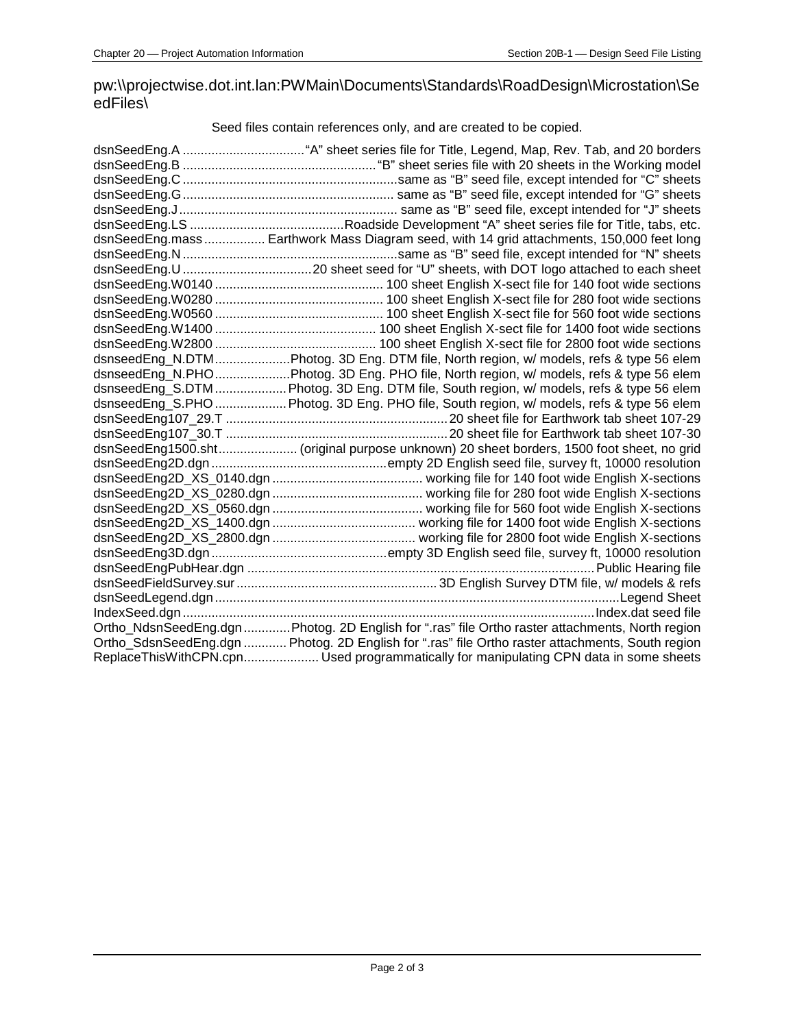pw:\\projectwise.dot.int.lan:PWMain\Documents\Standards\RoadDesign\Microstation\SeedFiles\

Seed files contain references only, and are created to be copied.

| File | Description |
|---|---|
| dsnSeedEng.A | "A" sheet series file for Title, Legend, Map, Rev. Tab, and 20 borders |
| dsnSeedEng.B | "B" sheet series file with 20 sheets in the Working model |
| dsnSeedEng.C | same as "B" seed file, except intended for "C" sheets |
| dsnSeedEng.G | same as "B" seed file, except intended for "G" sheets |
| dsnSeedEng.J | same as "B" seed file, except intended for "J" sheets |
| dsnSeedEng.LS | Roadside Development "A" sheet series file for Title, tabs, etc. |
| dsnSeedEng.mass | Earthwork Mass Diagram seed, with 14 grid attachments, 150,000 feet long |
| dsnSeedEng.N | same as "B" seed file, except intended for "N" sheets |
| dsnSeedEng.U | 20 sheet seed for "U" sheets, with DOT logo attached to each sheet |
| dsnSeedEng.W0140 | 100 sheet English X-sect file for 140 foot wide sections |
| dsnSeedEng.W0280 | 100 sheet English X-sect file for 280 foot wide sections |
| dsnSeedEng.W0560 | 100 sheet English X-sect file for 560 foot wide sections |
| dsnSeedEng.W1400 | 100 sheet English X-sect file for 1400 foot wide sections |
| dsnSeedEng.W2800 | 100 sheet English X-sect file for 2800 foot wide sections |
| dsnseedEng_N.DTM | Photog. 3D Eng. DTM file, North region, w/ models, refs & type 56 elem |
| dsnseedEng_N.PHO | Photog. 3D Eng. PHO file, North region, w/ models, refs & type 56 elem |
| dsnseedEng_S.DTM | Photog. 3D Eng. DTM file, South region, w/ models, refs & type 56 elem |
| dsnseedEng_S.PHO | Photog. 3D Eng. PHO file, South region, w/ models, refs & type 56 elem |
| dsnSeedEng107_29.T | 20 sheet file for Earthwork tab sheet 107-29 |
| dsnSeedEng107_30.T | 20 sheet file for Earthwork tab sheet 107-30 |
| dsnSeedEng1500.sht | (original purpose unknown) 20 sheet borders, 1500 foot sheet, no grid |
| dsnSeedEng2D.dgn | empty 2D English seed file, survey ft, 10000 resolution |
| dsnSeedEng2D_XS_0140.dgn | working file for 140 foot wide English X-sections |
| dsnSeedEng2D_XS_0280.dgn | working file for 280 foot wide English X-sections |
| dsnSeedEng2D_XS_0560.dgn | working file for 560 foot wide English X-sections |
| dsnSeedEng2D_XS_1400.dgn | working file for 1400 foot wide English X-sections |
| dsnSeedEng2D_XS_2800.dgn | working file for 2800 foot wide English X-sections |
| dsnSeedEng3D.dgn | empty 3D English seed file, survey ft, 10000 resolution |
| dsnSeedEngPubHear.dgn | Public Hearing file |
| dsnSeedFieldSurvey.sur | 3D English Survey DTM file, w/ models & refs |
| dsnSeedLegend.dgn | Legend Sheet |
| IndexSeed.dgn | Index.dat seed file |
| Ortho_NdsnSeedEng.dgn | Photog. 2D English for ".ras" file Ortho raster attachments, North region |
| Ortho_SdsnSeedEng.dgn | Photog. 2D English for ".ras" file Ortho raster attachments, South region |
| ReplaceThisWithCPN.cpn | Used programmatically for manipulating CPN data in some sheets |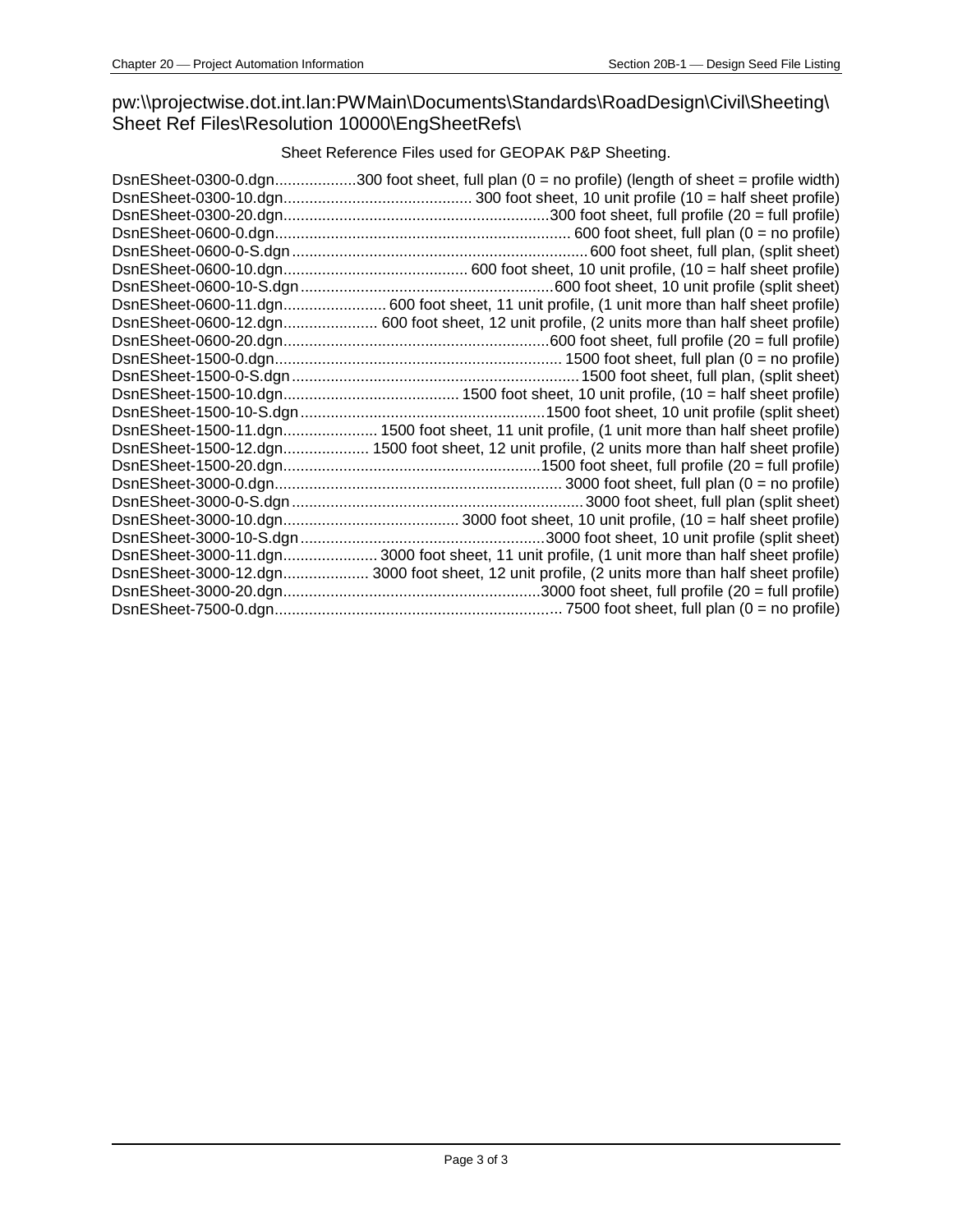pw:\\projectwise.dot.int.lan:PWMain\Documents\Standards\RoadDesign\Civil\Sheeting\Sheet Ref Files\Resolution 10000\EngSheetRefs\

Sheet Reference Files used for GEOPAK P&P Sheeting.

DsnESheet-0300-0.dgn...................300 foot sheet, full plan (0 = no profile) (length of sheet = profile width)
DsnESheet-0300-10.dgn............................................ 300 foot sheet, 10 unit profile (10 = half sheet profile)
DsnESheet-0300-20.dgn..............................................................300 foot sheet, full profile (20 = full profile)
DsnESheet-0600-0.dgn..................................................................... 600 foot sheet, full plan (0 = no profile)
DsnESheet-0600-0-S.dgn .....................................................................600 foot sheet, full plan, (split sheet)
DsnESheet-0600-10.dgn........................................... 600 foot sheet, 10 unit profile, (10 = half sheet profile)
DsnESheet-0600-10-S.dgn ...........................................................600 foot sheet, 10 unit profile (split sheet)
DsnESheet-0600-11.dgn........................ 600 foot sheet, 11 unit profile, (1 unit more than half sheet profile)
DsnESheet-0600-12.dgn...................... 600 foot sheet, 12 unit profile, (2 units more than half sheet profile)
DsnESheet-0600-20.dgn..............................................................600 foot sheet, full profile (20 = full profile)
DsnESheet-1500-0.dgn................................................................... 1500 foot sheet, full plan (0 = no profile)
DsnESheet-1500-0-S.dgn ...................................................................1500 foot sheet, full plan, (split sheet)
DsnESheet-1500-10.dgn......................................... 1500 foot sheet, 10 unit profile, (10 = half sheet profile)
DsnESheet-1500-10-S.dgn .........................................................1500 foot sheet, 10 unit profile (split sheet)
DsnESheet-1500-11.dgn...................... 1500 foot sheet, 11 unit profile, (1 unit more than half sheet profile)
DsnESheet-1500-12.dgn.................... 1500 foot sheet, 12 unit profile, (2 units more than half sheet profile)
DsnESheet-1500-20.dgn............................................................1500 foot sheet, full profile (20 = full profile)
DsnESheet-3000-0.dgn................................................................... 3000 foot sheet, full plan (0 = no profile)
DsnESheet-3000-0-S.dgn ....................................................................3000 foot sheet, full plan (split sheet)
DsnESheet-3000-10.dgn......................................... 3000 foot sheet, 10 unit profile, (10 = half sheet profile)
DsnESheet-3000-10-S.dgn .........................................................3000 foot sheet, 10 unit profile (split sheet)
DsnESheet-3000-11.dgn...................... 3000 foot sheet, 11 unit profile, (1 unit more than half sheet profile)
DsnESheet-3000-12.dgn.................... 3000 foot sheet, 12 unit profile, (2 units more than half sheet profile)
DsnESheet-3000-20.dgn............................................................3000 foot sheet, full profile (20 = full profile)
DsnESheet-7500-0.dgn................................................................... 7500 foot sheet, full plan (0 = no profile)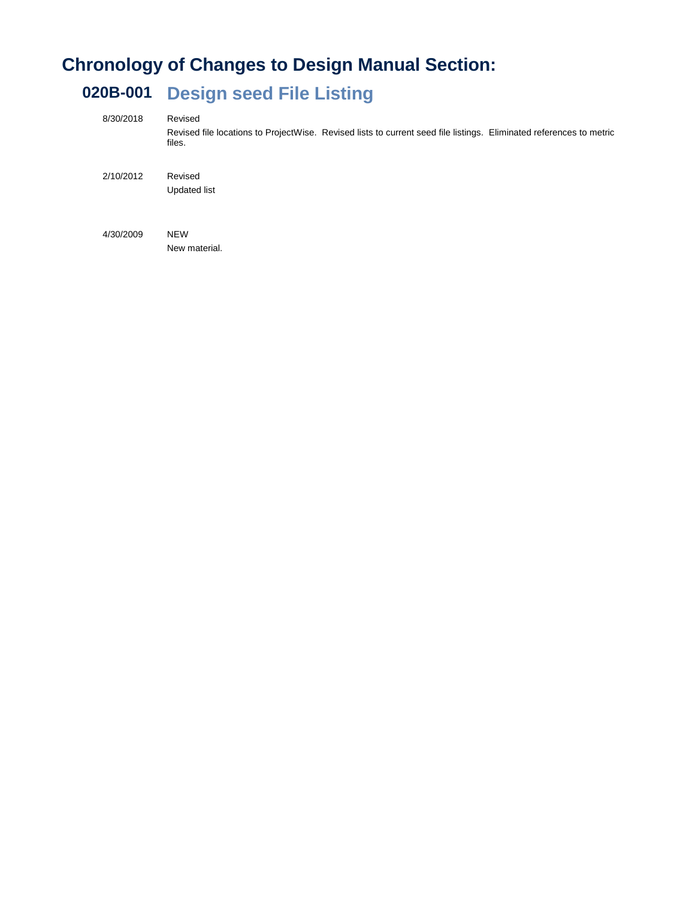# Chronology of Changes to Design Manual Section:

## 020B-001 Design seed File Listing

| | | |
|---|---|---|
| 8/30/2018 | Revised | Revised file locations to ProjectWise. Revised lists to current seed file listings. Eliminated references to metric files. |
| 2/10/2012 | Revised | Updated list |
| 4/30/2009 | NEW | New material. |